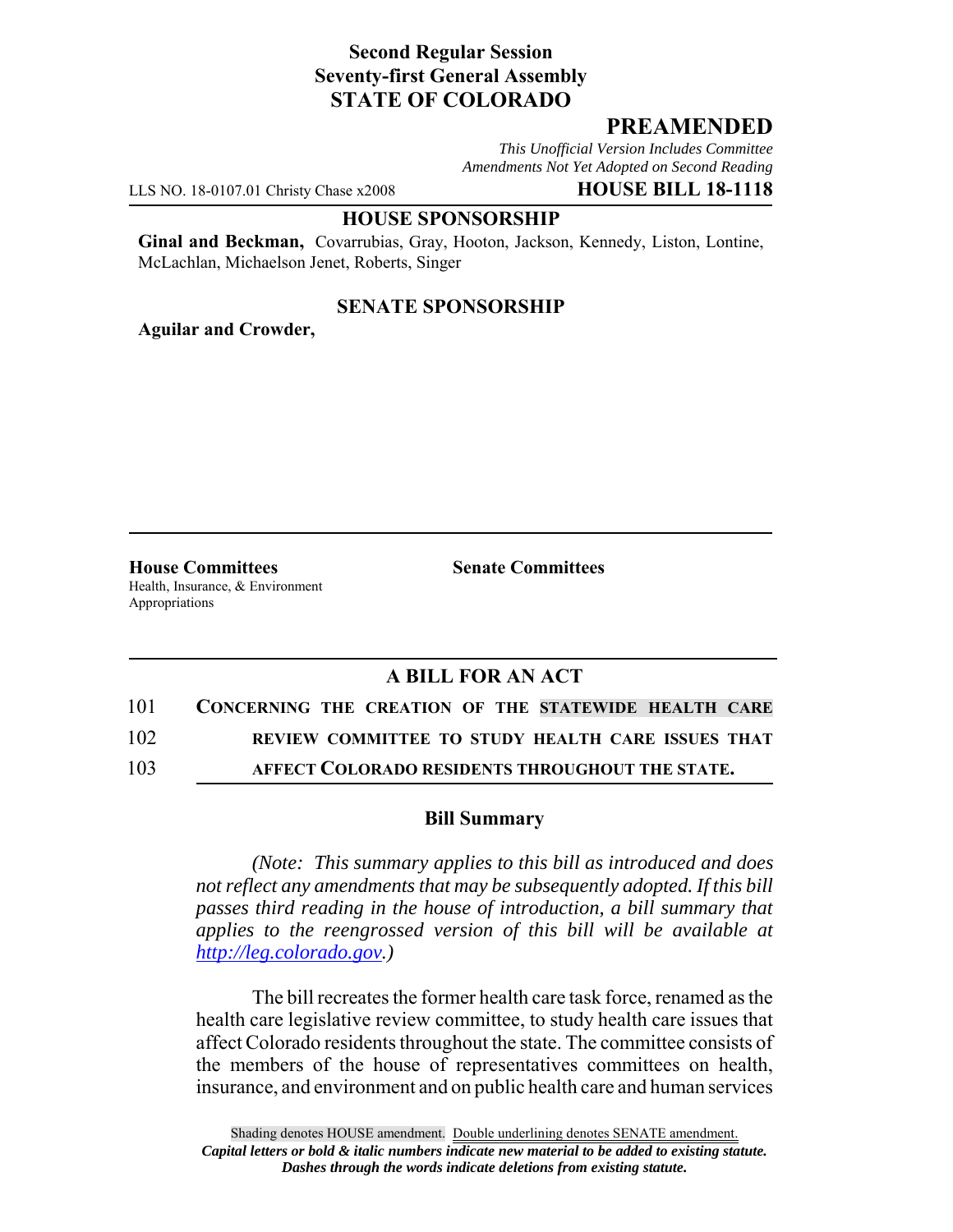**Second Regular Session**
**Seventy-first General Assembly**
**STATE OF COLORADO**

# PREAMENDED

*This Unofficial Version Includes Committee Amendments Not Yet Adopted on Second Reading*

LLS NO. 18-0107.01 Christy Chase x2008 **HOUSE BILL 18-1118**

**HOUSE SPONSORSHIP**

**Ginal and Beckman,** Covarrubias, Gray, Hooton, Jackson, Kennedy, Liston, Lontine, McLachlan, Michaelson Jenet, Roberts, Singer

**SENATE SPONSORSHIP**

**Aguilar and Crowder,**

**House Committees**
Health, Insurance, & Environment
Appropriations

**Senate Committees**

## A BILL FOR AN ACT

101 **CONCERNING THE CREATION OF THE STATEWIDE HEALTH CARE**
102 **REVIEW COMMITTEE TO STUDY HEALTH CARE ISSUES THAT**
103 **AFFECT COLORADO RESIDENTS THROUGHOUT THE STATE.**

### Bill Summary

*(Note: This summary applies to this bill as introduced and does not reflect any amendments that may be subsequently adopted. If this bill passes third reading in the house of introduction, a bill summary that applies to the reengrossed version of this bill will be available at http://leg.colorado.gov.)*

The bill recreates the former health care task force, renamed as the health care legislative review committee, to study health care issues that affect Colorado residents throughout the state. The committee consists of the members of the house of representatives committees on health, insurance, and environment and on public health care and human services

Shading denotes HOUSE amendment. Double underlining denotes SENATE amendment.
*Capital letters or bold & italic numbers indicate new material to be added to existing statute.*
*Dashes through the words indicate deletions from existing statute.*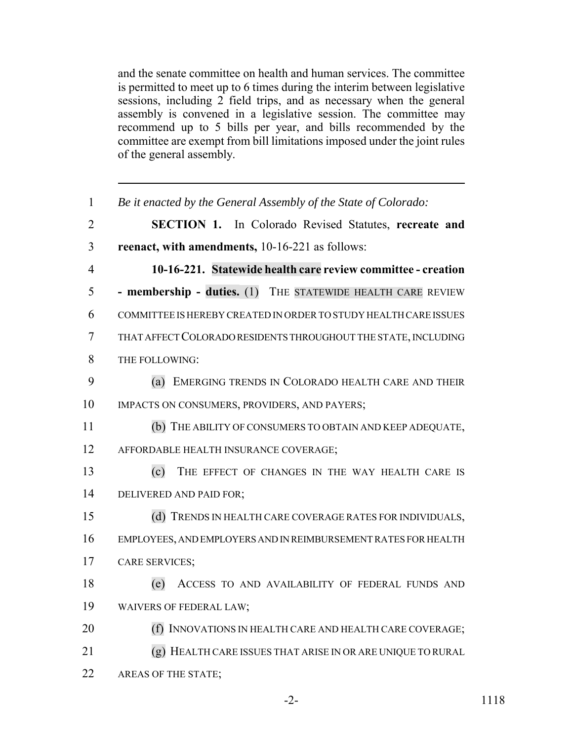and the senate committee on health and human services. The committee is permitted to meet up to 6 times during the interim between legislative sessions, including 2 field trips, and as necessary when the general assembly is convened in a legislative session. The committee may recommend up to 5 bills per year, and bills recommended by the committee are exempt from bill limitations imposed under the joint rules of the general assembly.

---

1 *Be it enacted by the General Assembly of the State of Colorado:*

2 **SECTION 1.** In Colorado Revised Statutes, **recreate and**

3 **reenact, with amendments,** 10-16-221 as follows:

4 **10-16-221. Statewide health care review committee - creation**

5 **- membership - duties.** (1) THE STATEWIDE HEALTH CARE REVIEW

6 COMMITTEE IS HEREBY CREATED IN ORDER TO STUDY HEALTH CARE ISSUES

7 THAT AFFECT COLORADO RESIDENTS THROUGHOUT THE STATE, INCLUDING

8 THE FOLLOWING:

9 (a) EMERGING TRENDS IN COLORADO HEALTH CARE AND THEIR

10 IMPACTS ON CONSUMERS, PROVIDERS, AND PAYERS;

11 (b) THE ABILITY OF CONSUMERS TO OBTAIN AND KEEP ADEQUATE,

12 AFFORDABLE HEALTH INSURANCE COVERAGE;

13 (c) THE EFFECT OF CHANGES IN THE WAY HEALTH CARE IS

14 DELIVERED AND PAID FOR;

15 (d) TRENDS IN HEALTH CARE COVERAGE RATES FOR INDIVIDUALS,

16 EMPLOYEES, AND EMPLOYERS AND IN REIMBURSEMENT RATES FOR HEALTH

17 CARE SERVICES;

18 (e) ACCESS TO AND AVAILABILITY OF FEDERAL FUNDS AND

19 WAIVERS OF FEDERAL LAW;

20 (f) INNOVATIONS IN HEALTH CARE AND HEALTH CARE COVERAGE;

21 (g) HEALTH CARE ISSUES THAT ARISE IN OR ARE UNIQUE TO RURAL

22 AREAS OF THE STATE;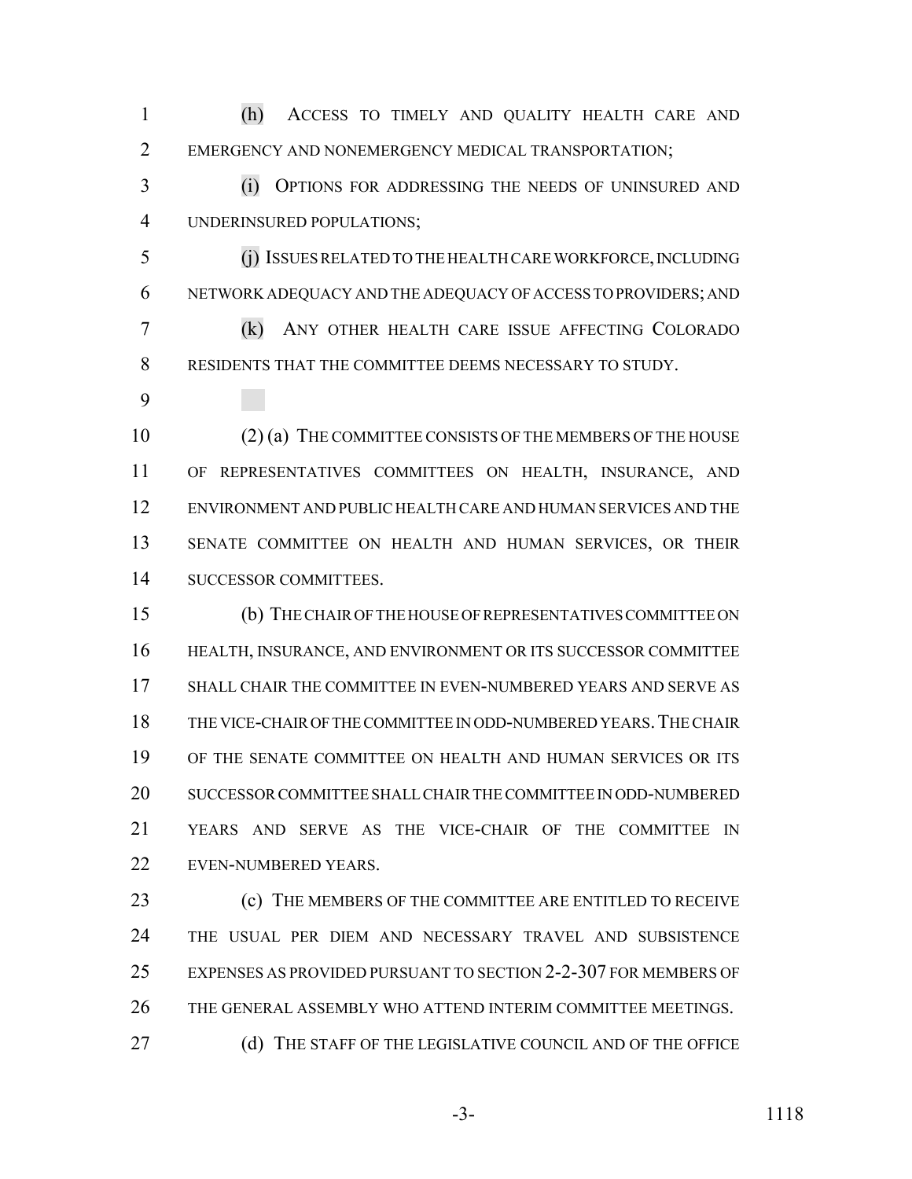(h) ACCESS TO TIMELY AND QUALITY HEALTH CARE AND EMERGENCY AND NONEMERGENCY MEDICAL TRANSPORTATION;

(i) OPTIONS FOR ADDRESSING THE NEEDS OF UNINSURED AND UNDERINSURED POPULATIONS;

(j) ISSUES RELATED TO THE HEALTH CARE WORKFORCE, INCLUDING NETWORK ADEQUACY AND THE ADEQUACY OF ACCESS TO PROVIDERS; AND

(k) ANY OTHER HEALTH CARE ISSUE AFFECTING COLORADO RESIDENTS THAT THE COMMITTEE DEEMS NECESSARY TO STUDY.

(2) (a) THE COMMITTEE CONSISTS OF THE MEMBERS OF THE HOUSE OF REPRESENTATIVES COMMITTEES ON HEALTH, INSURANCE, AND ENVIRONMENT AND PUBLIC HEALTH CARE AND HUMAN SERVICES AND THE SENATE COMMITTEE ON HEALTH AND HUMAN SERVICES, OR THEIR SUCCESSOR COMMITTEES.

(b) THE CHAIR OF THE HOUSE OF REPRESENTATIVES COMMITTEE ON HEALTH, INSURANCE, AND ENVIRONMENT OR ITS SUCCESSOR COMMITTEE SHALL CHAIR THE COMMITTEE IN EVEN-NUMBERED YEARS AND SERVE AS THE VICE-CHAIR OF THE COMMITTEE IN ODD-NUMBERED YEARS. THE CHAIR OF THE SENATE COMMITTEE ON HEALTH AND HUMAN SERVICES OR ITS SUCCESSOR COMMITTEE SHALL CHAIR THE COMMITTEE IN ODD-NUMBERED YEARS AND SERVE AS THE VICE-CHAIR OF THE COMMITTEE IN EVEN-NUMBERED YEARS.

(c) THE MEMBERS OF THE COMMITTEE ARE ENTITLED TO RECEIVE THE USUAL PER DIEM AND NECESSARY TRAVEL AND SUBSISTENCE EXPENSES AS PROVIDED PURSUANT TO SECTION 2-2-307 FOR MEMBERS OF THE GENERAL ASSEMBLY WHO ATTEND INTERIM COMMITTEE MEETINGS.

(d) THE STAFF OF THE LEGISLATIVE COUNCIL AND OF THE OFFICE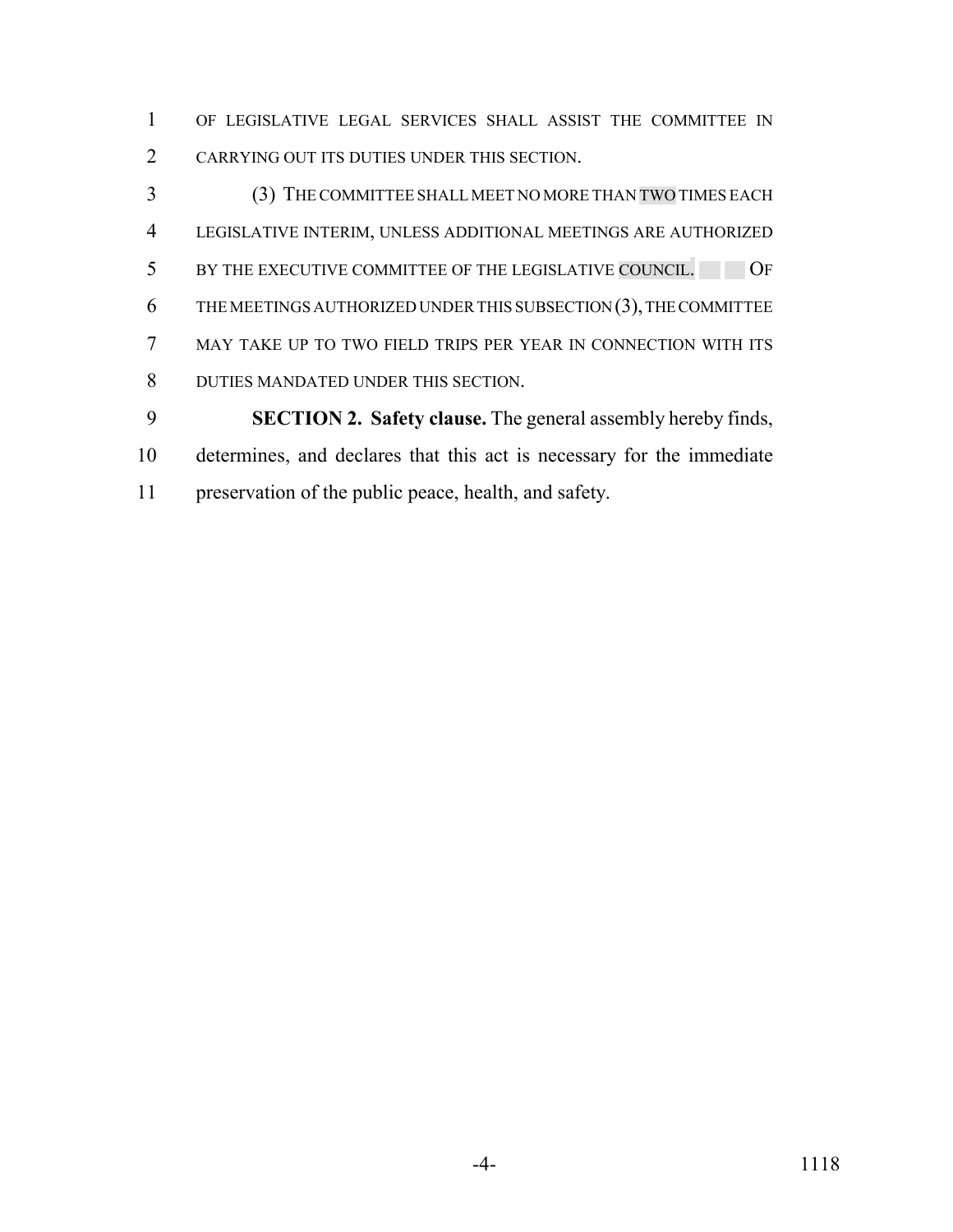OF LEGISLATIVE LEGAL SERVICES SHALL ASSIST THE COMMITTEE IN CARRYING OUT ITS DUTIES UNDER THIS SECTION.

(3) THE COMMITTEE SHALL MEET NO MORE THAN TWO TIMES EACH LEGISLATIVE INTERIM, UNLESS ADDITIONAL MEETINGS ARE AUTHORIZED BY THE EXECUTIVE COMMITTEE OF THE LEGISLATIVE COUNCIL. OF THE MEETINGS AUTHORIZED UNDER THIS SUBSECTION (3), THE COMMITTEE MAY TAKE UP TO TWO FIELD TRIPS PER YEAR IN CONNECTION WITH ITS DUTIES MANDATED UNDER THIS SECTION.

**SECTION 2. Safety clause.** The general assembly hereby finds, determines, and declares that this act is necessary for the immediate preservation of the public peace, health, and safety.